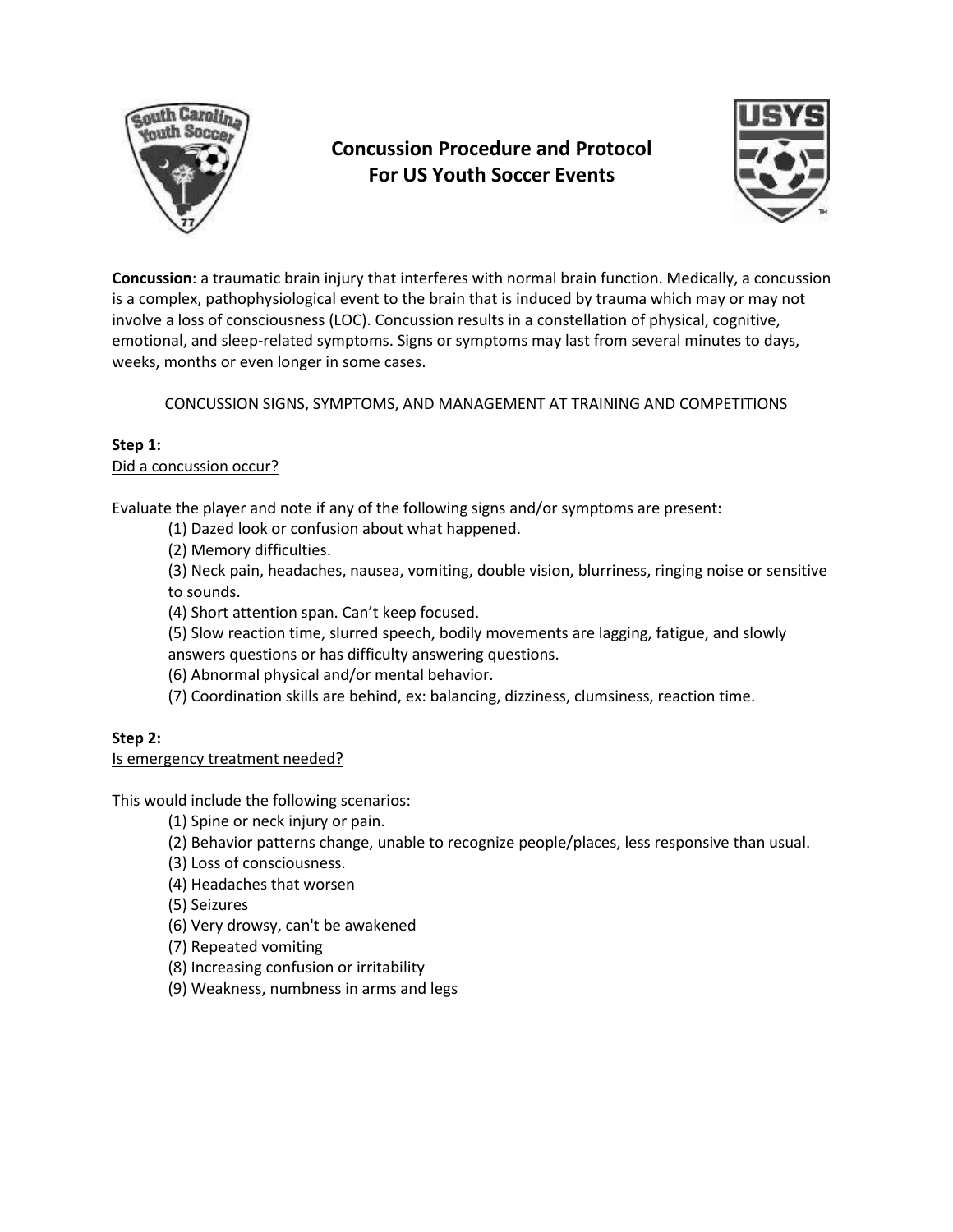# Concussion Procedure and Protocol For US Youth Soccer Events

**Concussion**: a traumatic brain injury that interferes with normal brain function. Medically, a concussion is a complex, pathophysiological event to the brain that is induced by trauma which may or may not involve a loss of consciousness (LOC). Concussion results in a constellation of physical, cognitive, emotional, and sleep-related symptoms. Signs or symptoms may last from several minutes to days, weeks, months or even longer in some cases.

CONCUSSION SIGNS, SYMPTOMS, AND MANAGEMENT AT TRAINING AND COMPETITIONS

**Step 1:**

Did a concussion occur?

Evaluate the player and note if any of the following signs and/or symptoms are present:

(1) Dazed look or confusion about what happened.
(2) Memory difficulties.
(3) Neck pain, headaches, nausea, vomiting, double vision, blurriness, ringing noise or sensitive to sounds.
(4) Short attention span. Can't keep focused.
(5) Slow reaction time, slurred speech, bodily movements are lagging, fatigue, and slowly answers questions or has difficulty answering questions.
(6) Abnormal physical and/or mental behavior.
(7) Coordination skills are behind, ex: balancing, dizziness, clumsiness, reaction time.

**Step 2:**

Is emergency treatment needed?

This would include the following scenarios:

(1) Spine or neck injury or pain.
(2) Behavior patterns change, unable to recognize people/places, less responsive than usual.
(3) Loss of consciousness.
(4) Headaches that worsen
(5) Seizures
(6) Very drowsy, can't be awakened
(7) Repeated vomiting
(8) Increasing confusion or irritability
(9) Weakness, numbness in arms and legs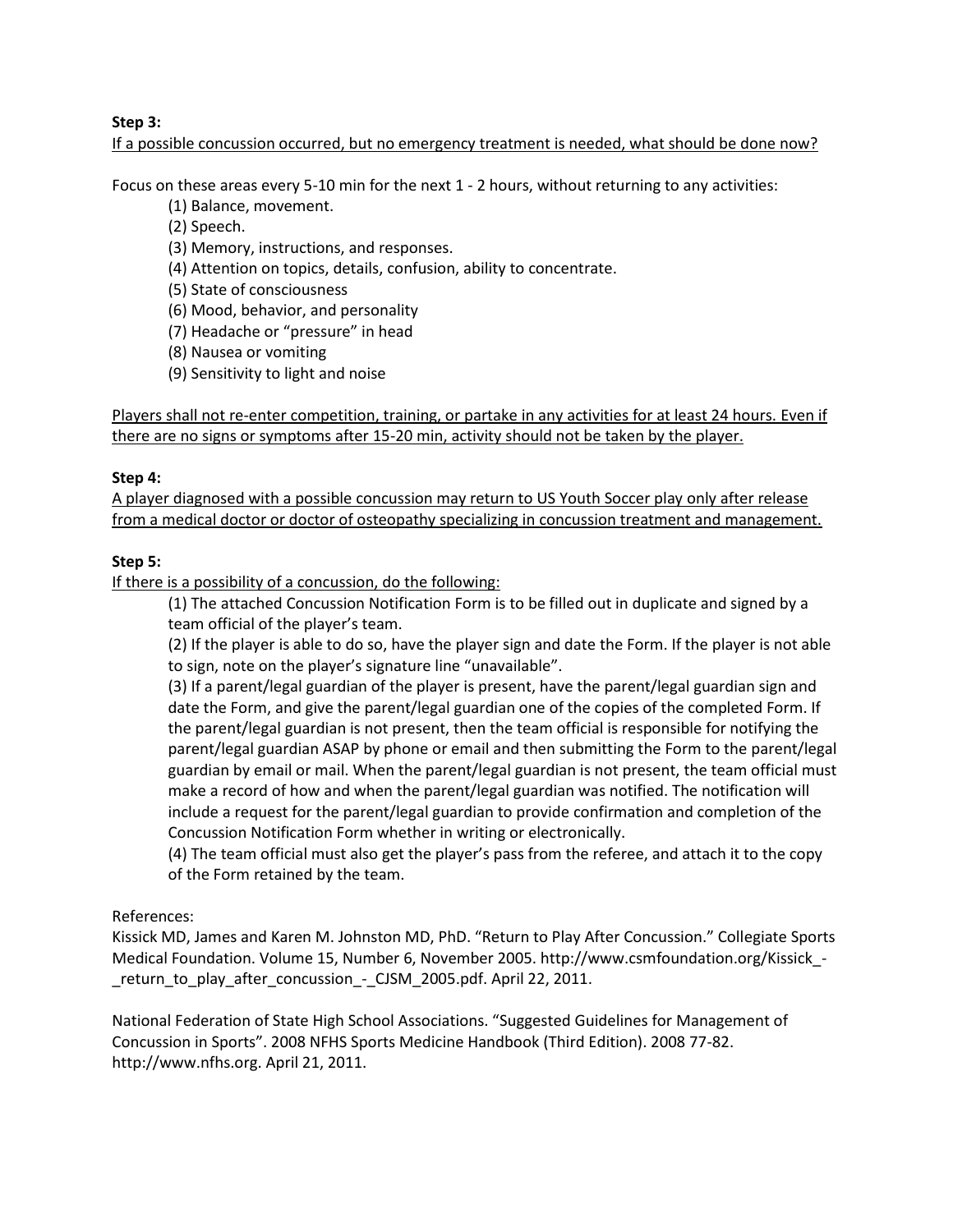**Step 3:**

If a possible concussion occurred, but no emergency treatment is needed, what should be done now?

Focus on these areas every 5-10 min for the next 1 - 2 hours, without returning to any activities:

(1) Balance, movement.
(2) Speech.
(3) Memory, instructions, and responses.
(4) Attention on topics, details, confusion, ability to concentrate.
(5) State of consciousness
(6) Mood, behavior, and personality
(7) Headache or "pressure" in head
(8) Nausea or vomiting
(9) Sensitivity to light and noise

Players shall not re-enter competition, training, or partake in any activities for at least 24 hours. Even if there are no signs or symptoms after 15-20 min, activity should not be taken by the player.

**Step 4:**

A player diagnosed with a possible concussion may return to US Youth Soccer play only after release from a medical doctor or doctor of osteopathy specializing in concussion treatment and management.

**Step 5:**

If there is a possibility of a concussion, do the following:

(1) The attached Concussion Notification Form is to be filled out in duplicate and signed by a team official of the player's team.

(2) If the player is able to do so, have the player sign and date the Form. If the player is not able to sign, note on the player's signature line "unavailable".

(3) If a parent/legal guardian of the player is present, have the parent/legal guardian sign and date the Form, and give the parent/legal guardian one of the copies of the completed Form. If the parent/legal guardian is not present, then the team official is responsible for notifying the parent/legal guardian ASAP by phone or email and then submitting the Form to the parent/legal guardian by email or mail. When the parent/legal guardian is not present, the team official must make a record of how and when the parent/legal guardian was notified. The notification will include a request for the parent/legal guardian to provide confirmation and completion of the Concussion Notification Form whether in writing or electronically.

(4) The team official must also get the player's pass from the referee, and attach it to the copy of the Form retained by the team.

References:

Kissick MD, James and Karen M. Johnston MD, PhD. "Return to Play After Concussion." Collegiate Sports Medical Foundation. Volume 15, Number 6, November 2005. http://www.csmfoundation.org/Kissick_-_return_to_play_after_concussion_-_CJSM_2005.pdf. April 22, 2011.

National Federation of State High School Associations. "Suggested Guidelines for Management of Concussion in Sports". 2008 NFHS Sports Medicine Handbook (Third Edition). 2008 77-82. http://www.nfhs.org. April 21, 2011.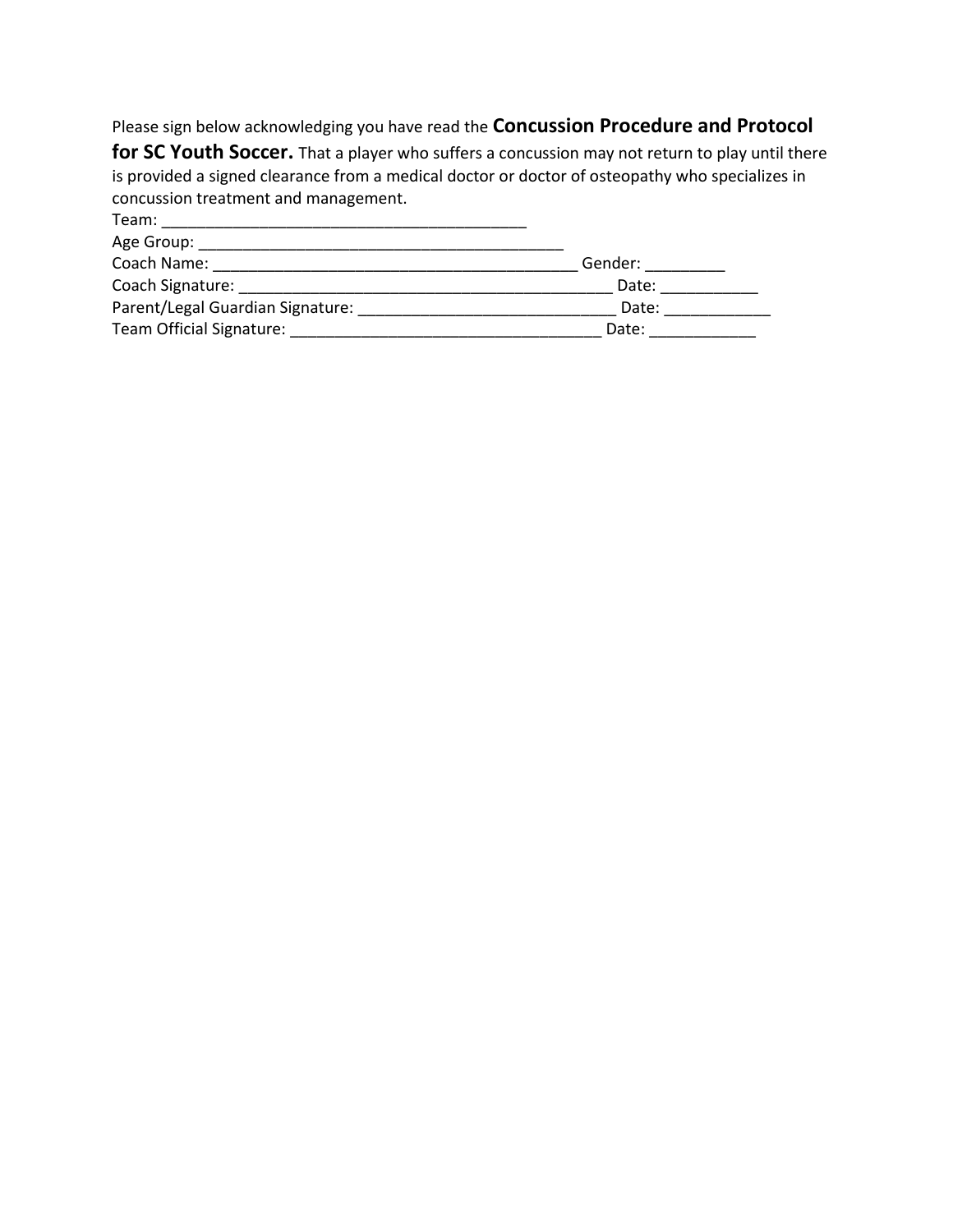Please sign below acknowledging you have read the **Concussion Procedure and Protocol for SC Youth Soccer.** That a player who suffers a concussion may not return to play until there is provided a signed clearance from a medical doctor or doctor of osteopathy who specializes in concussion treatment and management.

Team: _________________________________________

Age Group: _________________________________________

Coach Name: _________________________________________ Gender: _________

Coach Signature: _________________________________________ Date: ___________

Parent/Legal Guardian Signature: _____________________________ Date: ____________

Team Official Signature: ___________________________________ Date: ____________